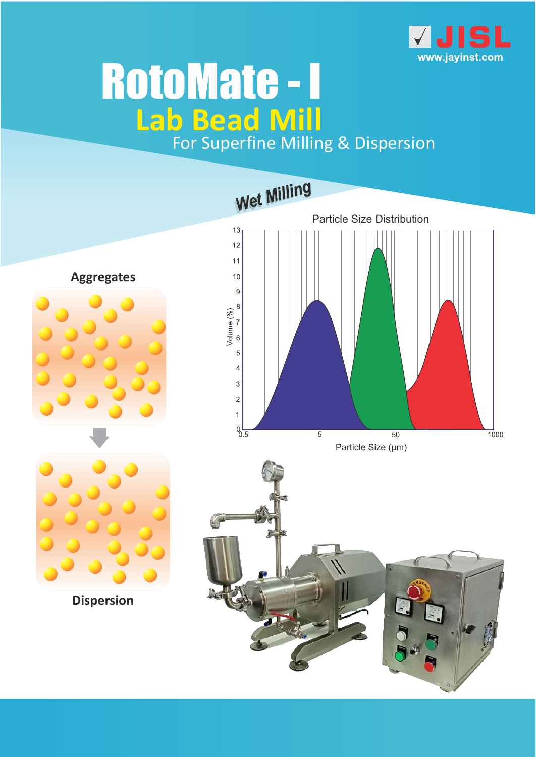JISL
www.jayinst.com

# RotoMate - I

## Lab Bead Mill

For Superfine Milling & Dispersion

Wet Milling

Particle Size Distribution

Aggregates

Dispersion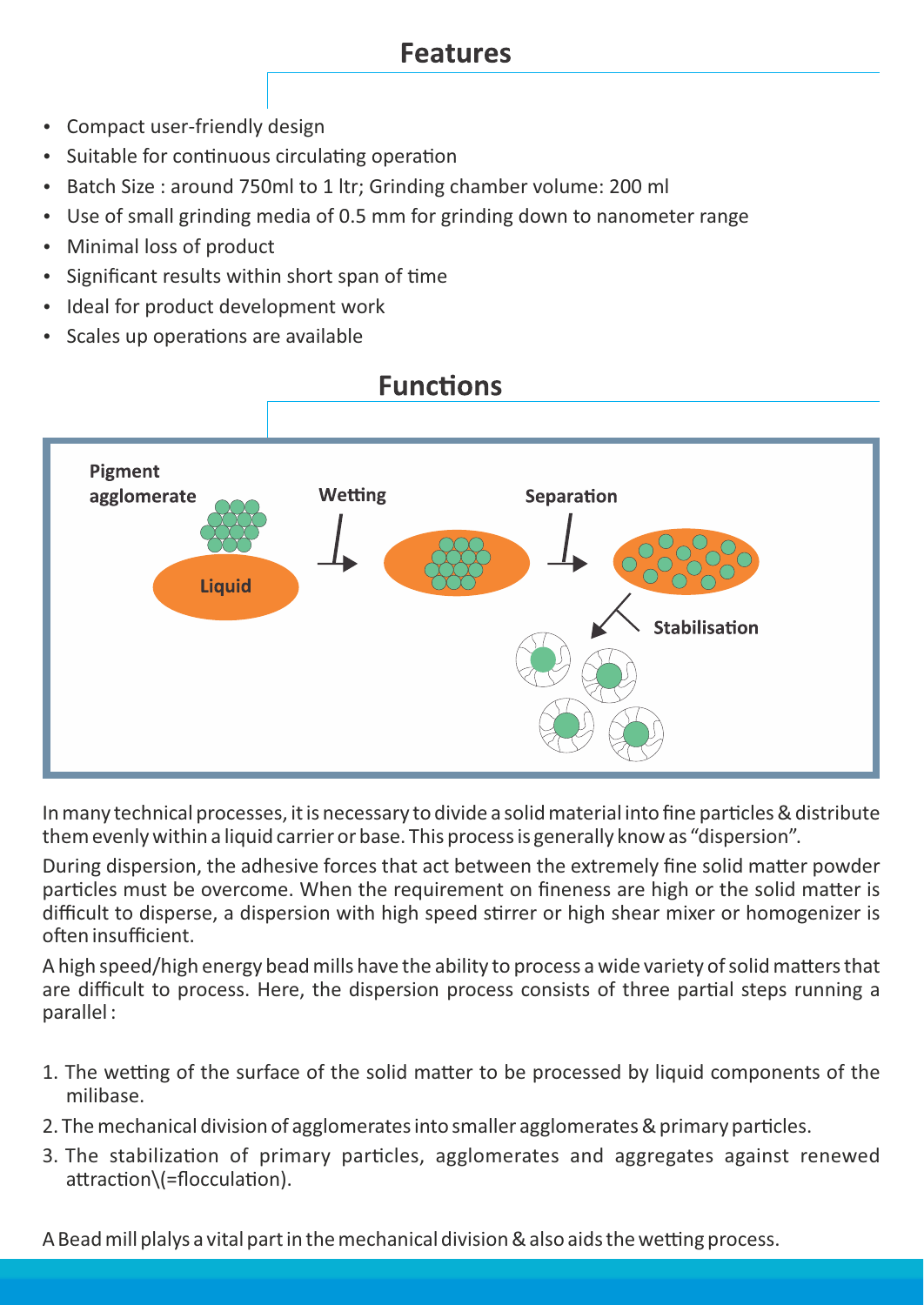## Features

- Compact user-friendly design
- Suitable for continuous circulating operation
- Batch Size : around 750ml to 1 ltr; Grinding chamber volume: 200 ml
- Use of small grinding media of 0.5 mm for grinding down to nanometer range
- Minimal loss of product
- Significant results within short span of time
- Ideal for product development work
- Scales up operations are available

## Functions

**Pigment agglomerate** | **Liquid** | **Wetting** | **Separation** | **Stabilisation**

In many technical processes, it is necessary to divide a solid material into fine particles & distribute them evenly within a liquid carrier or base. This process is generally know as "dispersion".

During dispersion, the adhesive forces that act between the extremely fine solid matter powder particles must be overcome. When the requirement on fineness are high or the solid matter is difficult to disperse, a dispersion with high speed stirrer or high shear mixer or homogenizer is often insufficient.

A high speed/high energy bead mills have the ability to process a wide variety of solid matters that are difficult to process. Here, the dispersion process consists of three partial steps running a parallel :

1. The wetting of the surface of the solid matter to be processed by liquid components of the milibase.
2. The mechanical division of agglomerates into smaller agglomerates & primary particles.
3. The stabilization of primary particles, agglomerates and aggregates against renewed attraction\(=flocculation).

A Bead mill plalys a vital part in the mechanical division & also aids the wetting process.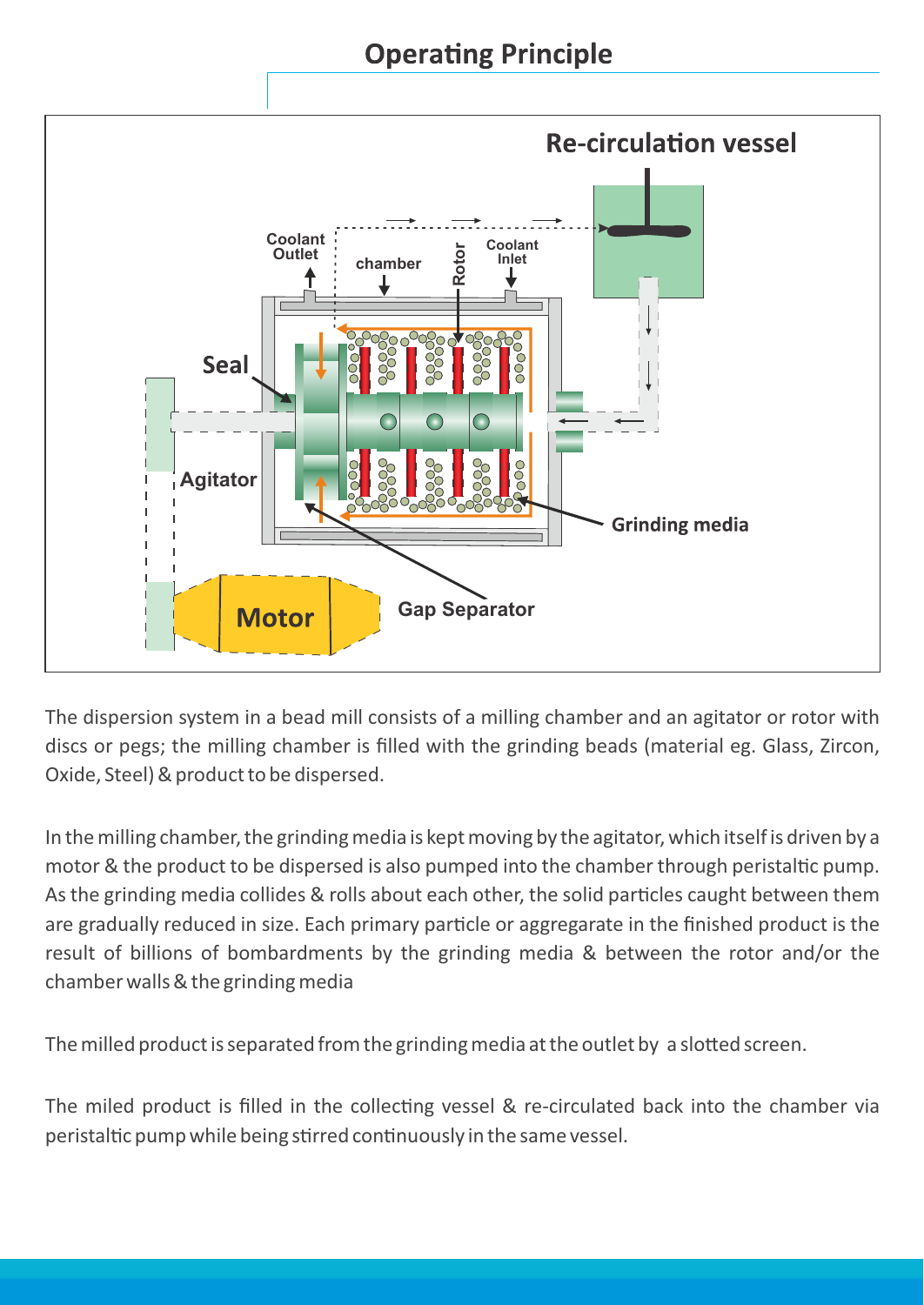## Operating Principle

The dispersion system in a bead mill consists of a milling chamber and an agitator or rotor with discs or pegs; the milling chamber is filled with the grinding beads (material eg. Glass, Zircon, Oxide, Steel) & product to be dispersed.

In the milling chamber, the grinding media is kept moving by the agitator, which itself is driven by a motor & the product to be dispersed is also pumped into the chamber through peristaltic pump. As the grinding media collides & rolls about each other, the solid particles caught between them are gradually reduced in size. Each primary particle or aggregarate in the finished product is the result of billions of bombardments by the grinding media & between the rotor and/or the chamber walls & the grinding media

The milled product is separated from the grinding media at the outlet by a slotted screen.

The miled product is filled in the collecting vessel & re-circulated back into the chamber via peristaltic pump while being stirred continuously in the same vessel.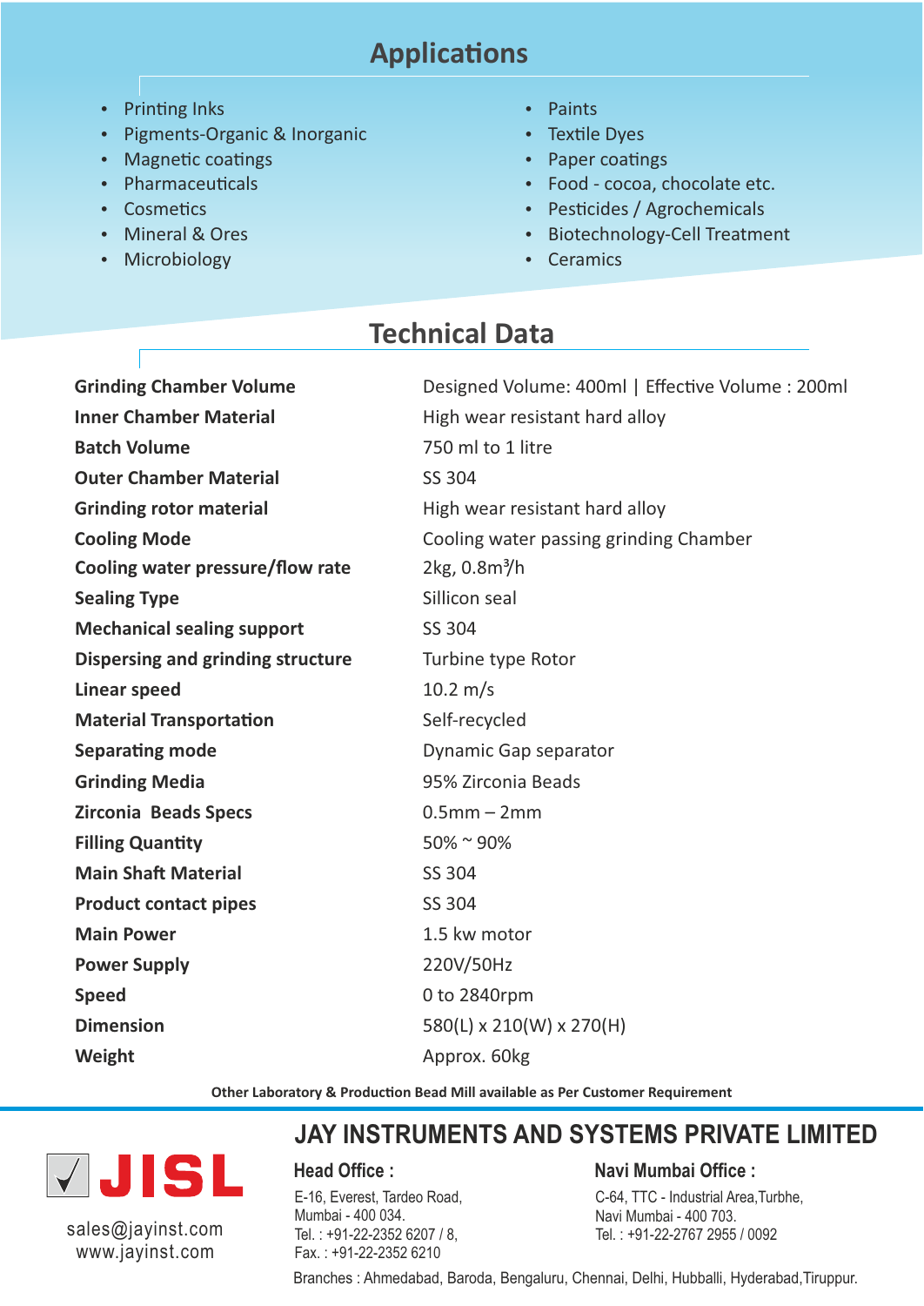## Applications

- Printing Inks
- Pigments-Organic & Inorganic
- Magnetic coatings
- Pharmaceuticals
- Cosmetics
- Mineral & Ores
- Microbiology
- Paints
- Textile Dyes
- Paper coatings
- Food - cocoa, chocolate etc.
- Pesticides / Agrochemicals
- Biotechnology-Cell Treatment
- Ceramics

## Technical Data

| | |
|---|---|
| **Grinding Chamber Volume** | Designed Volume: 400ml \| Effective Volume : 200ml |
| **Inner Chamber Material** | High wear resistant hard alloy |
| **Batch Volume** | 750 ml to 1 litre |
| **Outer Chamber Material** | SS 304 |
| **Grinding rotor material** | High wear resistant hard alloy |
| **Cooling Mode** | Cooling water passing grinding Chamber |
| **Cooling water pressure/flow rate** | 2kg, 0.8m³/h |
| **Sealing Type** | Sillicon seal |
| **Mechanical sealing support** | SS 304 |
| **Dispersing and grinding structure** | Turbine type Rotor |
| **Linear speed** | 10.2 m/s |
| **Material Transportation** | Self-recycled |
| **Separating mode** | Dynamic Gap separator |
| **Grinding Media** | 95% Zirconia Beads |
| **Zirconia Beads Specs** | 0.5mm – 2mm |
| **Filling Quantity** | 50% ~ 90% |
| **Main Shaft Material** | SS 304 |
| **Product contact pipes** | SS 304 |
| **Main Power** | 1.5 kw motor |
| **Power Supply** | 220V/50Hz |
| **Speed** | 0 to 2840rpm |
| **Dimension** | 580(L) x 210(W) x 270(H) |
| **Weight** | Approx. 60kg |

**Other Laboratory & Production Bead Mill available as Per Customer Requirement**

JISL

sales@jayinst.com
www.jayinst.com

## JAY INSTRUMENTS AND SYSTEMS PRIVATE LIMITED

**Head Office :**
E-16, Everest, Tardeo Road,
Mumbai - 400 034.
Tel. : +91-22-2352 6207 / 8,
Fax. : +91-22-2352 6210

**Navi Mumbai Office :**
C-64, TTC - Industrial Area,Turbhe,
Navi Mumbai - 400 703.
Tel. : +91-22-2767 2955 / 0092

Branches : Ahmedabad, Baroda, Bengaluru, Chennai, Delhi, Hubballi, Hyderabad,Tiruppur.